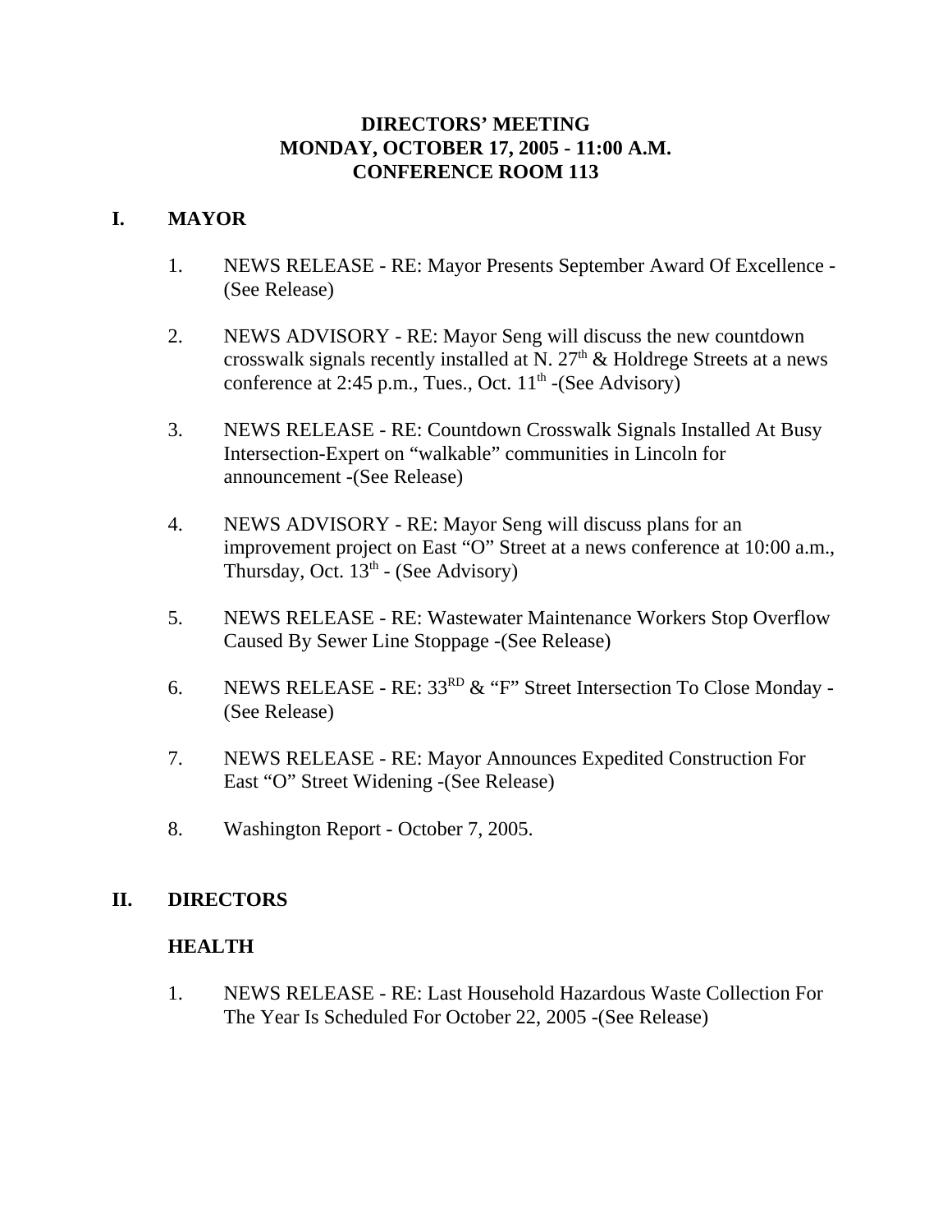# DIRECTORS' MEETING
# MONDAY, OCTOBER 17, 2005 - 11:00 A.M.
# CONFERENCE ROOM 113

## I. MAYOR

1. NEWS RELEASE - RE: Mayor Presents September Award Of Excellence - (See Release)

2. NEWS ADVISORY - RE: Mayor Seng will discuss the new countdown crosswalk signals recently installed at N. 27th & Holdrege Streets at a news conference at 2:45 p.m., Tues., Oct. 11th -(See Advisory)

3. NEWS RELEASE - RE: Countdown Crosswalk Signals Installed At Busy Intersection-Expert on "walkable" communities in Lincoln for announcement -(See Release)

4. NEWS ADVISORY - RE: Mayor Seng will discuss plans for an improvement project on East "O" Street at a news conference at 10:00 a.m., Thursday, Oct. 13th - (See Advisory)

5. NEWS RELEASE - RE: Wastewater Maintenance Workers Stop Overflow Caused By Sewer Line Stoppage -(See Release)

6. NEWS RELEASE - RE: 33RD & "F" Street Intersection To Close Monday - (See Release)

7. NEWS RELEASE - RE: Mayor Announces Expedited Construction For East "O" Street Widening -(See Release)

8. Washington Report - October 7, 2005.

## II. DIRECTORS

### HEALTH

1. NEWS RELEASE - RE: Last Household Hazardous Waste Collection For The Year Is Scheduled For October 22, 2005 -(See Release)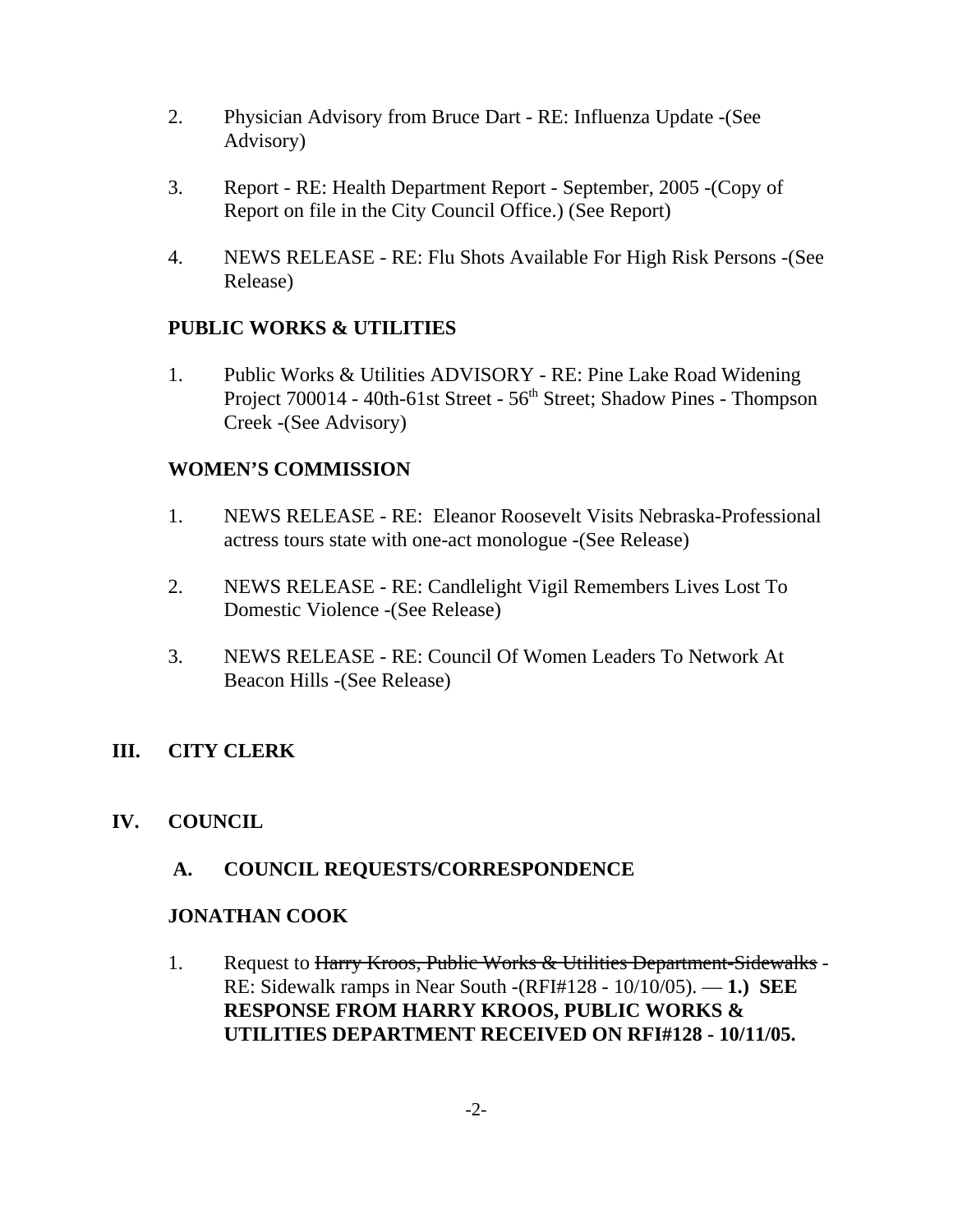2. Physician Advisory from Bruce Dart - RE: Influenza Update -(See Advisory)

3. Report - RE: Health Department Report - September, 2005 -(Copy of Report on file in the City Council Office.) (See Report)

4. NEWS RELEASE - RE: Flu Shots Available For High Risk Persons -(See Release)

**PUBLIC WORKS & UTILITIES**

1. Public Works & Utilities ADVISORY - RE: Pine Lake Road Widening Project 700014 - 40th-61st Street - 56th Street; Shadow Pines - Thompson Creek -(See Advisory)

**WOMEN'S COMMISSION**

1. NEWS RELEASE - RE: Eleanor Roosevelt Visits Nebraska-Professional actress tours state with one-act monologue -(See Release)

2. NEWS RELEASE - RE: Candlelight Vigil Remembers Lives Lost To Domestic Violence -(See Release)

3. NEWS RELEASE - RE: Council Of Women Leaders To Network At Beacon Hills -(See Release)

## III. CITY CLERK

## IV. COUNCIL

### A. COUNCIL REQUESTS/CORRESPONDENCE

**JONATHAN COOK**

1. Request to ~~Harry Kroos, Public Works & Utilities Department-Sidewalks~~ - RE: Sidewalk ramps in Near South -(RFI#128 - 10/10/05). — **1.) SEE RESPONSE FROM HARRY KROOS, PUBLIC WORKS & UTILITIES DEPARTMENT RECEIVED ON RFI#128 - 10/11/05.**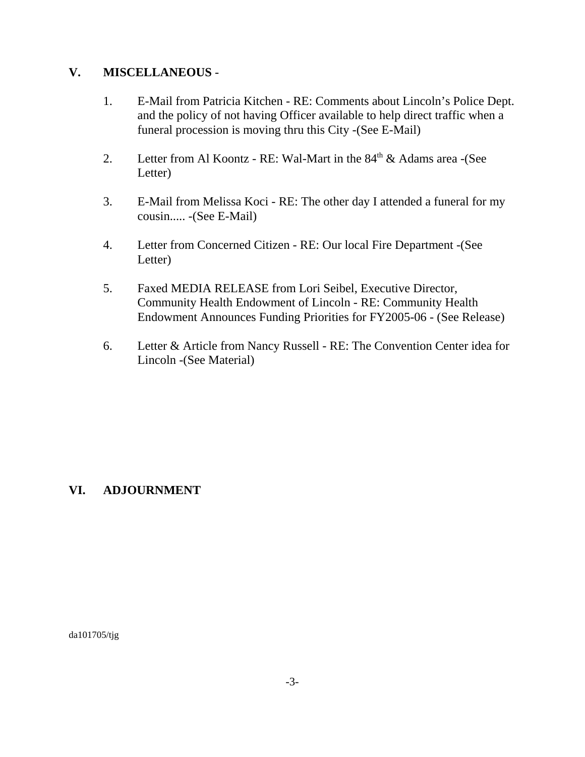## V. MISCELLANEOUS -

1. E-Mail from Patricia Kitchen - RE: Comments about Lincoln's Police Dept. and the policy of not having Officer available to help direct traffic when a funeral procession is moving thru this City -(See E-Mail)

2. Letter from Al Koontz - RE: Wal-Mart in the 84th & Adams area -(See Letter)

3. E-Mail from Melissa Koci - RE: The other day I attended a funeral for my cousin..... -(See E-Mail)

4. Letter from Concerned Citizen - RE: Our local Fire Department -(See Letter)

5. Faxed MEDIA RELEASE from Lori Seibel, Executive Director, Community Health Endowment of Lincoln - RE: Community Health Endowment Announces Funding Priorities for FY2005-06 - (See Release)

6. Letter & Article from Nancy Russell - RE: The Convention Center idea for Lincoln -(See Material)

## VI. ADJOURNMENT

da101705/tjg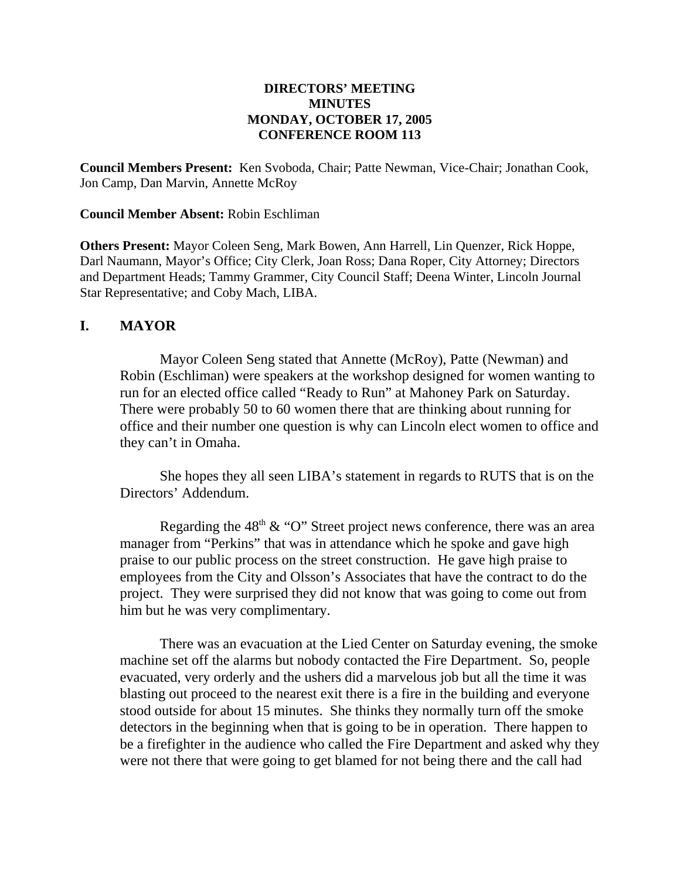**DIRECTORS' MEETING**
**MINUTES**
**MONDAY, OCTOBER 17, 2005**
**CONFERENCE ROOM 113**

**Council Members Present:** Ken Svoboda, Chair; Patte Newman, Vice-Chair; Jonathan Cook, Jon Camp, Dan Marvin, Annette McRoy

**Council Member Absent:** Robin Eschliman

**Others Present:** Mayor Coleen Seng, Mark Bowen, Ann Harrell, Lin Quenzer, Rick Hoppe, Darl Naumann, Mayor's Office; City Clerk, Joan Ross; Dana Roper, City Attorney; Directors and Department Heads; Tammy Grammer, City Council Staff; Deena Winter, Lincoln Journal Star Representative; and Coby Mach, LIBA.

## I. MAYOR

Mayor Coleen Seng stated that Annette (McRoy), Patte (Newman) and Robin (Eschliman) were speakers at the workshop designed for women wanting to run for an elected office called "Ready to Run" at Mahoney Park on Saturday. There were probably 50 to 60 women there that are thinking about running for office and their number one question is why can Lincoln elect women to office and they can't in Omaha.

She hopes they all seen LIBA's statement in regards to RUTS that is on the Directors' Addendum.

Regarding the 48th & "O" Street project news conference, there was an area manager from "Perkins" that was in attendance which he spoke and gave high praise to our public process on the street construction. He gave high praise to employees from the City and Olsson's Associates that have the contract to do the project. They were surprised they did not know that was going to come out from him but he was very complimentary.

There was an evacuation at the Lied Center on Saturday evening, the smoke machine set off the alarms but nobody contacted the Fire Department. So, people evacuated, very orderly and the ushers did a marvelous job but all the time it was blasting out proceed to the nearest exit there is a fire in the building and everyone stood outside for about 15 minutes. She thinks they normally turn off the smoke detectors in the beginning when that is going to be in operation. There happen to be a firefighter in the audience who called the Fire Department and asked why they were not there that were going to get blamed for not being there and the call had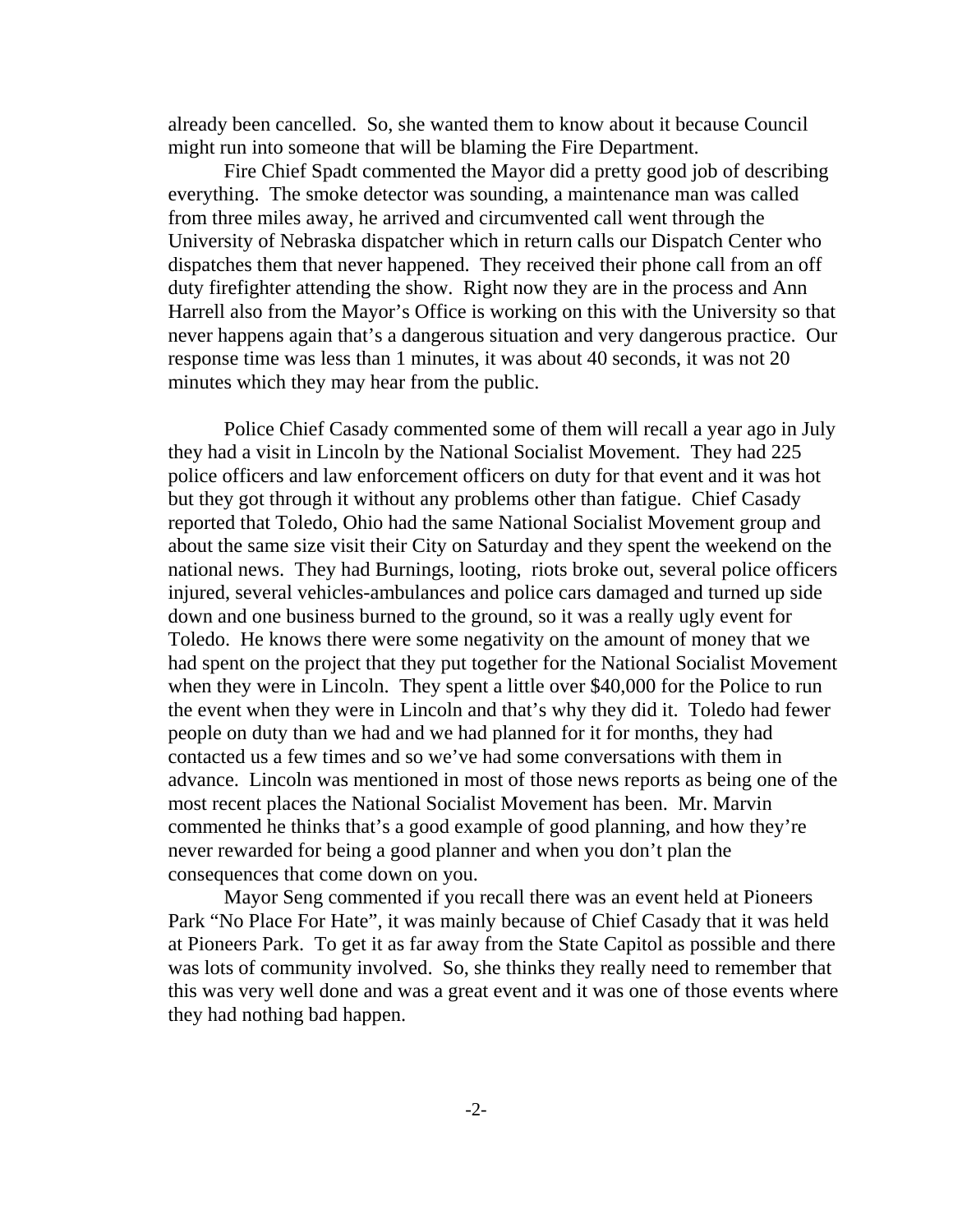already been cancelled. So, she wanted them to know about it because Council might run into someone that will be blaming the Fire Department.

Fire Chief Spadt commented the Mayor did a pretty good job of describing everything. The smoke detector was sounding, a maintenance man was called from three miles away, he arrived and circumvented call went through the University of Nebraska dispatcher which in return calls our Dispatch Center who dispatches them that never happened. They received their phone call from an off duty firefighter attending the show. Right now they are in the process and Ann Harrell also from the Mayor's Office is working on this with the University so that never happens again that's a dangerous situation and very dangerous practice. Our response time was less than 1 minutes, it was about 40 seconds, it was not 20 minutes which they may hear from the public.

Police Chief Casady commented some of them will recall a year ago in July they had a visit in Lincoln by the National Socialist Movement. They had 225 police officers and law enforcement officers on duty for that event and it was hot but they got through it without any problems other than fatigue. Chief Casady reported that Toledo, Ohio had the same National Socialist Movement group and about the same size visit their City on Saturday and they spent the weekend on the national news. They had Burnings, looting, riots broke out, several police officers injured, several vehicles-ambulances and police cars damaged and turned up side down and one business burned to the ground, so it was a really ugly event for Toledo. He knows there were some negativity on the amount of money that we had spent on the project that they put together for the National Socialist Movement when they were in Lincoln. They spent a little over $40,000 for the Police to run the event when they were in Lincoln and that's why they did it. Toledo had fewer people on duty than we had and we had planned for it for months, they had contacted us a few times and so we've had some conversations with them in advance. Lincoln was mentioned in most of those news reports as being one of the most recent places the National Socialist Movement has been. Mr. Marvin commented he thinks that's a good example of good planning, and how they're never rewarded for being a good planner and when you don't plan the consequences that come down on you.

Mayor Seng commented if you recall there was an event held at Pioneers Park "No Place For Hate", it was mainly because of Chief Casady that it was held at Pioneers Park. To get it as far away from the State Capitol as possible and there was lots of community involved. So, she thinks they really need to remember that this was very well done and was a great event and it was one of those events where they had nothing bad happen.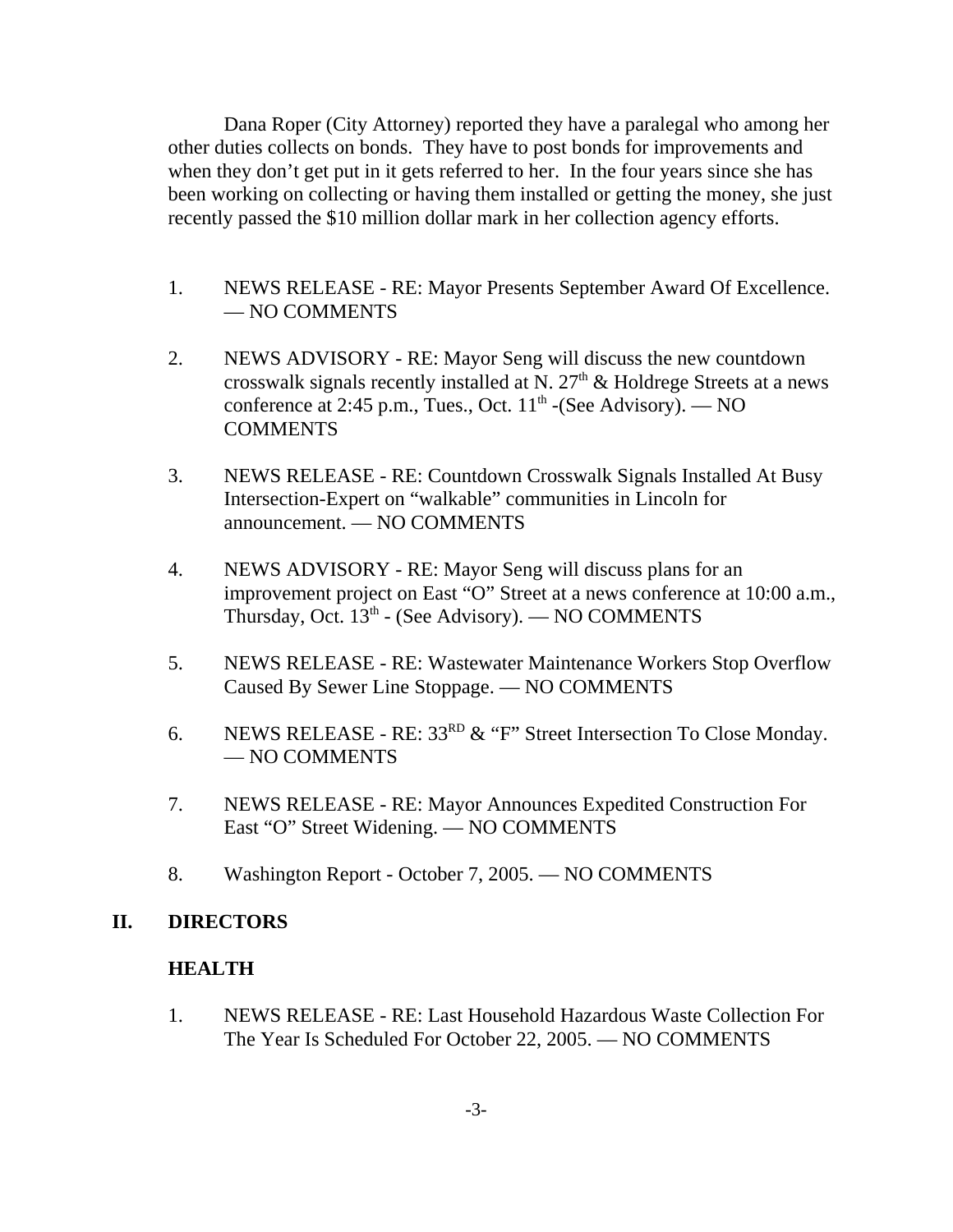Dana Roper (City Attorney) reported they have a paralegal who among her other duties collects on bonds. They have to post bonds for improvements and when they don't get put in it gets referred to her. In the four years since she has been working on collecting or having them installed or getting the money, she just recently passed the $10 million dollar mark in her collection agency efforts.

1. NEWS RELEASE - RE: Mayor Presents September Award Of Excellence. — NO COMMENTS

2. NEWS ADVISORY - RE: Mayor Seng will discuss the new countdown crosswalk signals recently installed at N. 27th & Holdrege Streets at a news conference at 2:45 p.m., Tues., Oct. 11th -(See Advisory). — NO COMMENTS

3. NEWS RELEASE - RE: Countdown Crosswalk Signals Installed At Busy Intersection-Expert on "walkable" communities in Lincoln for announcement. — NO COMMENTS

4. NEWS ADVISORY - RE: Mayor Seng will discuss plans for an improvement project on East "O" Street at a news conference at 10:00 a.m., Thursday, Oct. 13th - (See Advisory). — NO COMMENTS

5. NEWS RELEASE - RE: Wastewater Maintenance Workers Stop Overflow Caused By Sewer Line Stoppage. — NO COMMENTS

6. NEWS RELEASE - RE: 33RD & "F" Street Intersection To Close Monday. — NO COMMENTS

7. NEWS RELEASE - RE: Mayor Announces Expedited Construction For East "O" Street Widening. — NO COMMENTS

8. Washington Report - October 7, 2005. — NO COMMENTS

## II. DIRECTORS

### HEALTH

1. NEWS RELEASE - RE: Last Household Hazardous Waste Collection For The Year Is Scheduled For October 22, 2005. — NO COMMENTS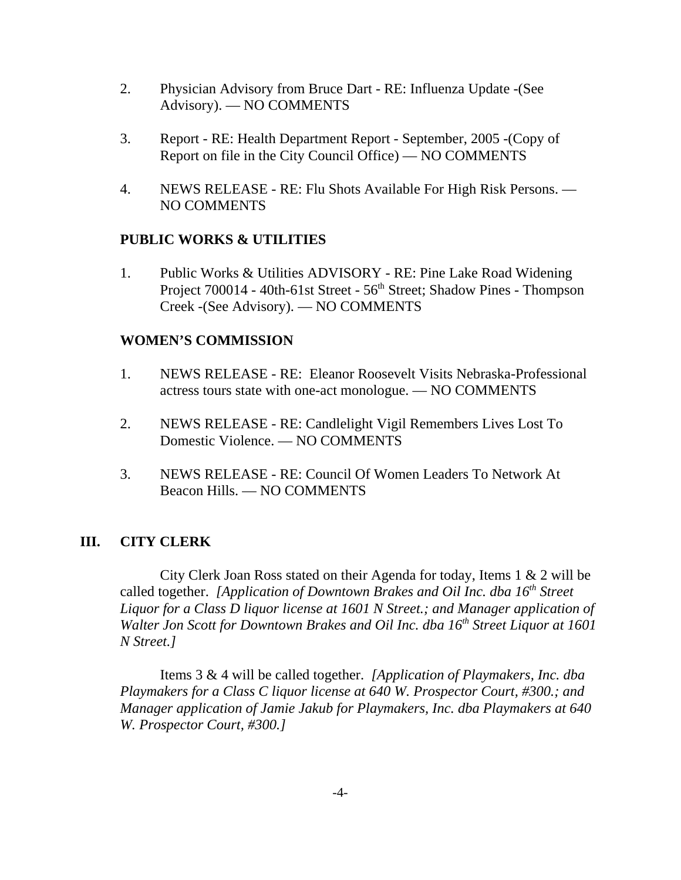2. Physician Advisory from Bruce Dart - RE: Influenza Update -(See Advisory). — NO COMMENTS

3. Report - RE: Health Department Report - September, 2005 -(Copy of Report on file in the City Council Office) — NO COMMENTS

4. NEWS RELEASE - RE: Flu Shots Available For High Risk Persons. — NO COMMENTS

**PUBLIC WORKS & UTILITIES**

1. Public Works & Utilities ADVISORY - RE: Pine Lake Road Widening Project 700014 - 40th-61st Street - 56th Street; Shadow Pines - Thompson Creek -(See Advisory). — NO COMMENTS

**WOMEN'S COMMISSION**

1. NEWS RELEASE - RE: Eleanor Roosevelt Visits Nebraska-Professional actress tours state with one-act monologue. — NO COMMENTS

2. NEWS RELEASE - RE: Candlelight Vigil Remembers Lives Lost To Domestic Violence. — NO COMMENTS

3. NEWS RELEASE - RE: Council Of Women Leaders To Network At Beacon Hills. — NO COMMENTS

## III. CITY CLERK

City Clerk Joan Ross stated on their Agenda for today, Items 1 & 2 will be called together. *[Application of Downtown Brakes and Oil Inc. dba 16th Street Liquor for a Class D liquor license at 1601 N Street.; and Manager application of Walter Jon Scott for Downtown Brakes and Oil Inc. dba 16th Street Liquor at 1601 N Street.]*

Items 3 & 4 will be called together. *[Application of Playmakers, Inc. dba Playmakers for a Class C liquor license at 640 W. Prospector Court, #300.; and Manager application of Jamie Jakub for Playmakers, Inc. dba Playmakers at 640 W. Prospector Court, #300.]*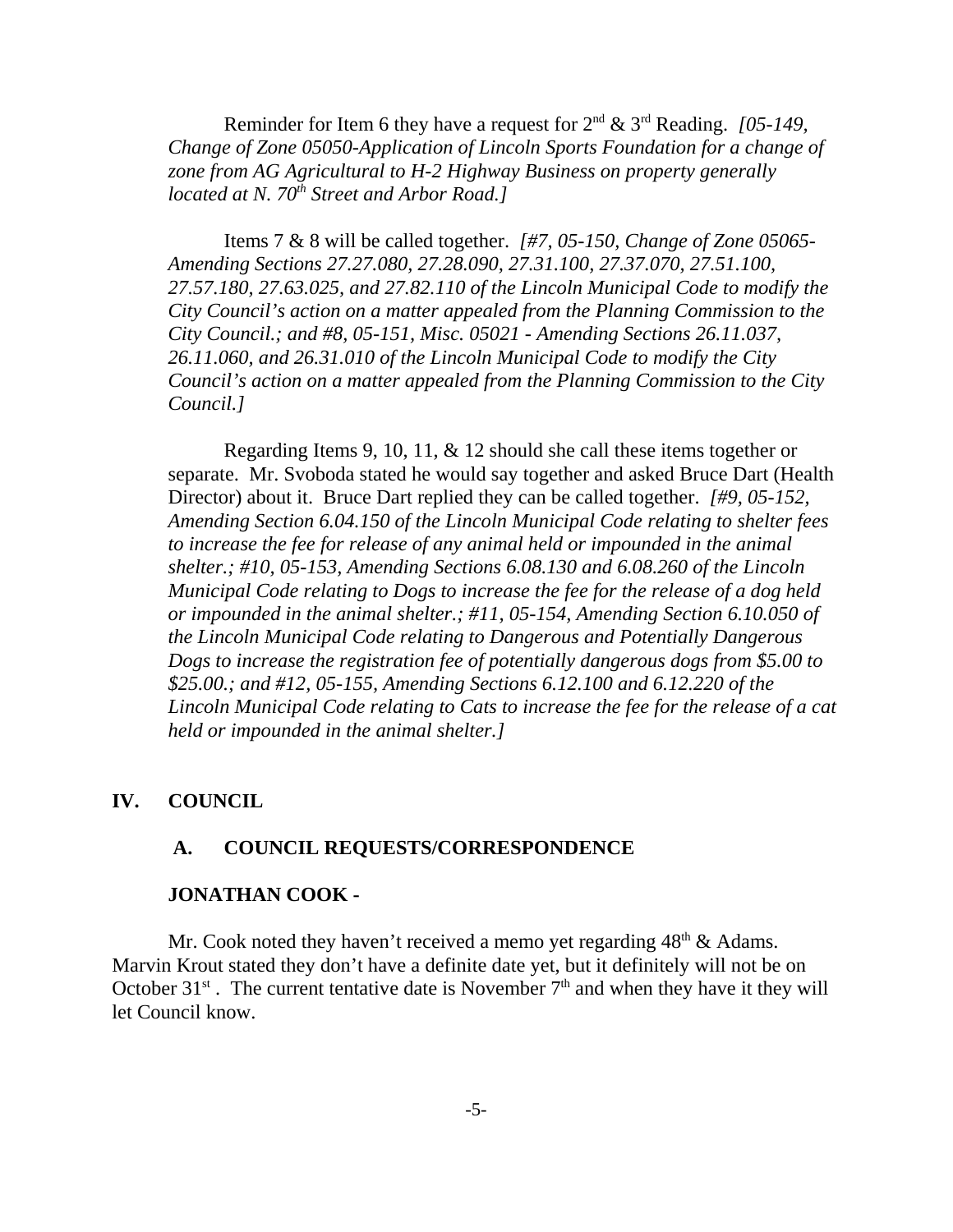Reminder for Item 6 they have a request for 2nd & 3rd Reading. *[05-149, Change of Zone 05050-Application of Lincoln Sports Foundation for a change of zone from AG Agricultural to H-2 Highway Business on property generally located at N. 70th Street and Arbor Road.]*

Items 7 & 8 will be called together. *[#7, 05-150, Change of Zone 05065-Amending Sections 27.27.080, 27.28.090, 27.31.100, 27.37.070, 27.51.100, 27.57.180, 27.63.025, and 27.82.110 of the Lincoln Municipal Code to modify the City Council's action on a matter appealed from the Planning Commission to the City Council.; and #8, 05-151, Misc. 05021 - Amending Sections 26.11.037, 26.11.060, and 26.31.010 of the Lincoln Municipal Code to modify the City Council's action on a matter appealed from the Planning Commission to the City Council.]*

Regarding Items 9, 10, 11, & 12 should she call these items together or separate. Mr. Svoboda stated he would say together and asked Bruce Dart (Health Director) about it. Bruce Dart replied they can be called together. *[#9, 05-152, Amending Section 6.04.150 of the Lincoln Municipal Code relating to shelter fees to increase the fee for release of any animal held or impounded in the animal shelter.; #10, 05-153, Amending Sections 6.08.130 and 6.08.260 of the Lincoln Municipal Code relating to Dogs to increase the fee for the release of a dog held or impounded in the animal shelter.; #11, 05-154, Amending Section 6.10.050 of the Lincoln Municipal Code relating to Dangerous and Potentially Dangerous Dogs to increase the registration fee of potentially dangerous dogs from $5.00 to $25.00.; and #12, 05-155, Amending Sections 6.12.100 and 6.12.220 of the Lincoln Municipal Code relating to Cats to increase the fee for the release of a cat held or impounded in the animal shelter.]*

## IV. COUNCIL

### A. COUNCIL REQUESTS/CORRESPONDENCE

**JONATHAN COOK -**

Mr. Cook noted they haven't received a memo yet regarding 48th & Adams. Marvin Krout stated they don't have a definite date yet, but it definitely will not be on October 31st . The current tentative date is November 7th and when they have it they will let Council know.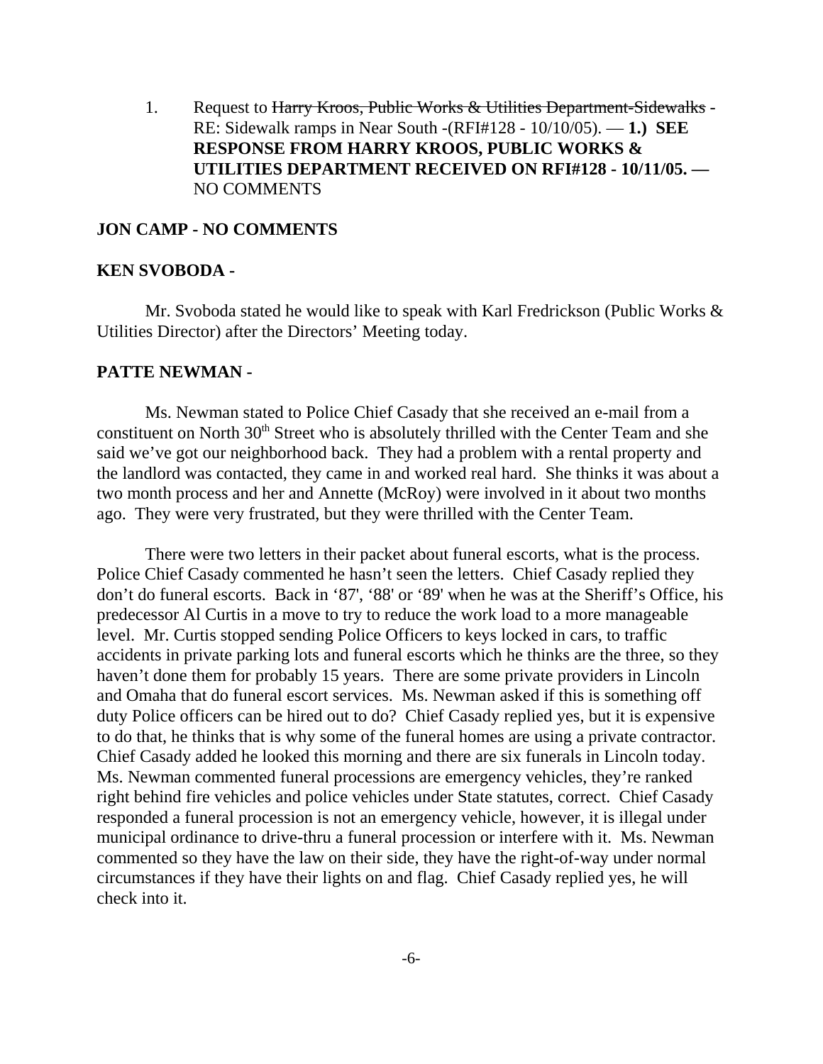1. Request to ~~Harry Kroos, Public Works & Utilities Department-Sidewalks~~ - RE: Sidewalk ramps in Near South -(RFI#128 - 10/10/05). — **1.) SEE RESPONSE FROM HARRY KROOS, PUBLIC WORKS & UTILITIES DEPARTMENT RECEIVED ON RFI#128 - 10/11/05. —** NO COMMENTS

**JON CAMP - NO COMMENTS**

**KEN SVOBODA -**

Mr. Svoboda stated he would like to speak with Karl Fredrickson (Public Works & Utilities Director) after the Directors' Meeting today.

**PATTE NEWMAN -**

Ms. Newman stated to Police Chief Casady that she received an e-mail from a constituent on North 30th Street who is absolutely thrilled with the Center Team and she said we've got our neighborhood back. They had a problem with a rental property and the landlord was contacted, they came in and worked real hard. She thinks it was about a two month process and her and Annette (McRoy) were involved in it about two months ago. They were very frustrated, but they were thrilled with the Center Team.

There were two letters in their packet about funeral escorts, what is the process. Police Chief Casady commented he hasn't seen the letters. Chief Casady replied they don't do funeral escorts. Back in '87', '88' or '89' when he was at the Sheriff's Office, his predecessor Al Curtis in a move to try to reduce the work load to a more manageable level. Mr. Curtis stopped sending Police Officers to keys locked in cars, to traffic accidents in private parking lots and funeral escorts which he thinks are the three, so they haven't done them for probably 15 years. There are some private providers in Lincoln and Omaha that do funeral escort services. Ms. Newman asked if this is something off duty Police officers can be hired out to do? Chief Casady replied yes, but it is expensive to do that, he thinks that is why some of the funeral homes are using a private contractor. Chief Casady added he looked this morning and there are six funerals in Lincoln today. Ms. Newman commented funeral processions are emergency vehicles, they're ranked right behind fire vehicles and police vehicles under State statutes, correct. Chief Casady responded a funeral procession is not an emergency vehicle, however, it is illegal under municipal ordinance to drive-thru a funeral procession or interfere with it. Ms. Newman commented so they have the law on their side, they have the right-of-way under normal circumstances if they have their lights on and flag. Chief Casady replied yes, he will check into it.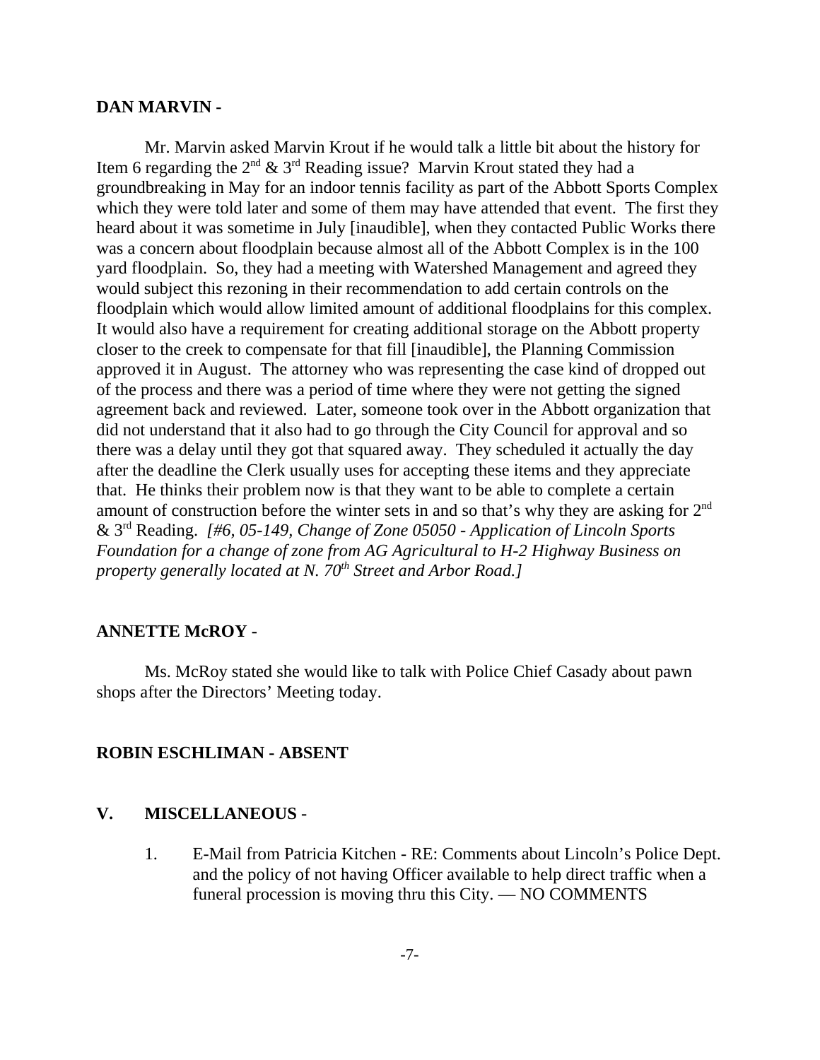**DAN MARVIN -**

Mr. Marvin asked Marvin Krout if he would talk a little bit about the history for Item 6 regarding the 2nd & 3rd Reading issue? Marvin Krout stated they had a groundbreaking in May for an indoor tennis facility as part of the Abbott Sports Complex which they were told later and some of them may have attended that event. The first they heard about it was sometime in July [inaudible], when they contacted Public Works there was a concern about floodplain because almost all of the Abbott Complex is in the 100 yard floodplain. So, they had a meeting with Watershed Management and agreed they would subject this rezoning in their recommendation to add certain controls on the floodplain which would allow limited amount of additional floodplains for this complex. It would also have a requirement for creating additional storage on the Abbott property closer to the creek to compensate for that fill [inaudible], the Planning Commission approved it in August. The attorney who was representing the case kind of dropped out of the process and there was a period of time where they were not getting the signed agreement back and reviewed. Later, someone took over in the Abbott organization that did not understand that it also had to go through the City Council for approval and so there was a delay until they got that squared away. They scheduled it actually the day after the deadline the Clerk usually uses for accepting these items and they appreciate that. He thinks their problem now is that they want to be able to complete a certain amount of construction before the winter sets in and so that's why they are asking for 2nd & 3rd Reading. *[#6, 05-149, Change of Zone 05050 - Application of Lincoln Sports Foundation for a change of zone from AG Agricultural to H-2 Highway Business on property generally located at N. 70th Street and Arbor Road.]*

**ANNETTE McROY -**

Ms. McRoy stated she would like to talk with Police Chief Casady about pawn shops after the Directors' Meeting today.

**ROBIN ESCHLIMAN - ABSENT**

**V. MISCELLANEOUS -**

1. E-Mail from Patricia Kitchen - RE: Comments about Lincoln's Police Dept. and the policy of not having Officer available to help direct traffic when a funeral procession is moving thru this City. — NO COMMENTS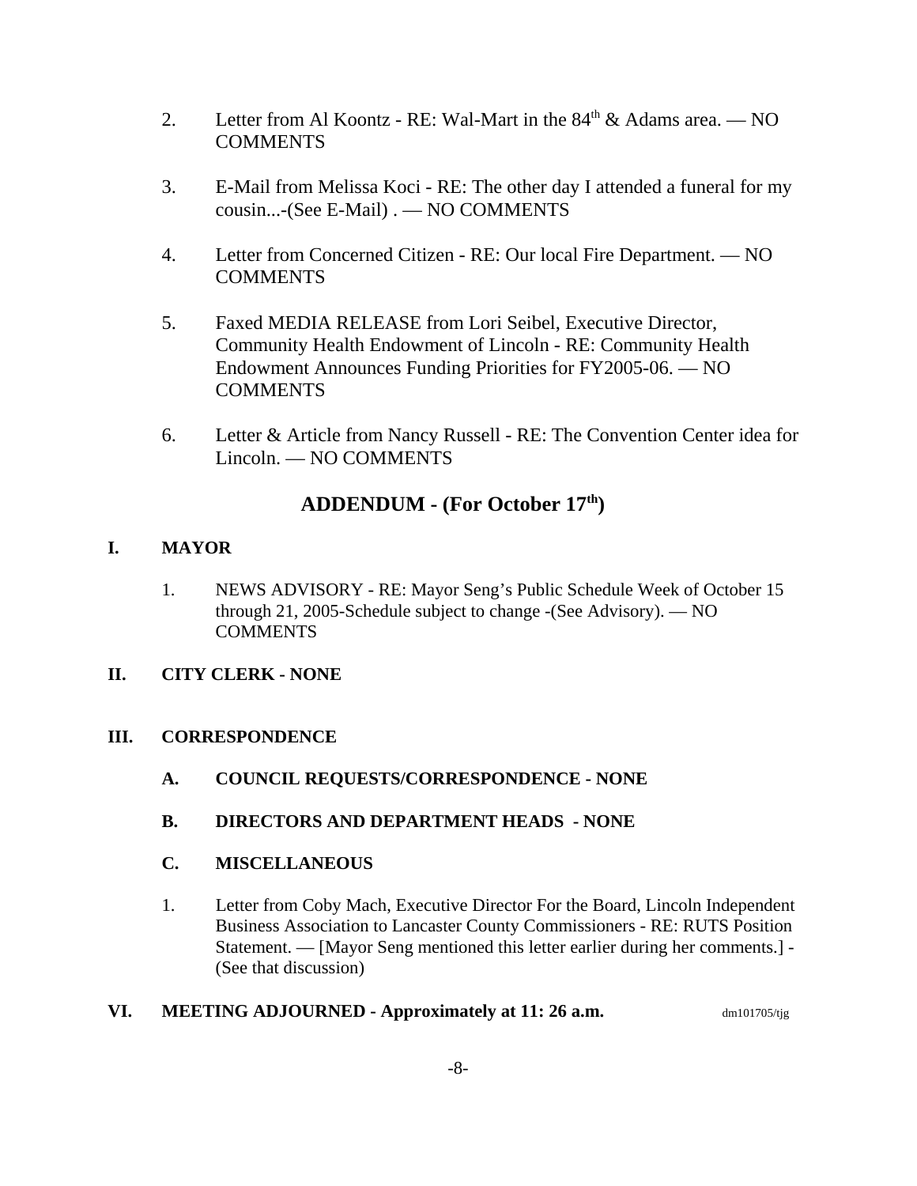2. Letter from Al Koontz - RE: Wal-Mart in the 84th & Adams area. — NO COMMENTS

3. E-Mail from Melissa Koci - RE: The other day I attended a funeral for my cousin...-(See E-Mail) . — NO COMMENTS

4. Letter from Concerned Citizen - RE: Our local Fire Department. — NO COMMENTS

5. Faxed MEDIA RELEASE from Lori Seibel, Executive Director, Community Health Endowment of Lincoln - RE: Community Health Endowment Announces Funding Priorities for FY2005-06. — NO COMMENTS

6. Letter & Article from Nancy Russell - RE: The Convention Center idea for Lincoln. — NO COMMENTS

## ADDENDUM - (For October 17th)

**I. MAYOR**

1. NEWS ADVISORY - RE: Mayor Seng's Public Schedule Week of October 15 through 21, 2005-Schedule subject to change -(See Advisory). — NO COMMENTS

**II. CITY CLERK - NONE**

**III. CORRESPONDENCE**

**A. COUNCIL REQUESTS/CORRESPONDENCE - NONE**

**B. DIRECTORS AND DEPARTMENT HEADS - NONE**

**C. MISCELLANEOUS**

1. Letter from Coby Mach, Executive Director For the Board, Lincoln Independent Business Association to Lancaster County Commissioners - RE: RUTS Position Statement. — [Mayor Seng mentioned this letter earlier during her comments.] - (See that discussion)

**VI. MEETING ADJOURNED - Approximately at 11: 26 a.m.** dm101705/tjg